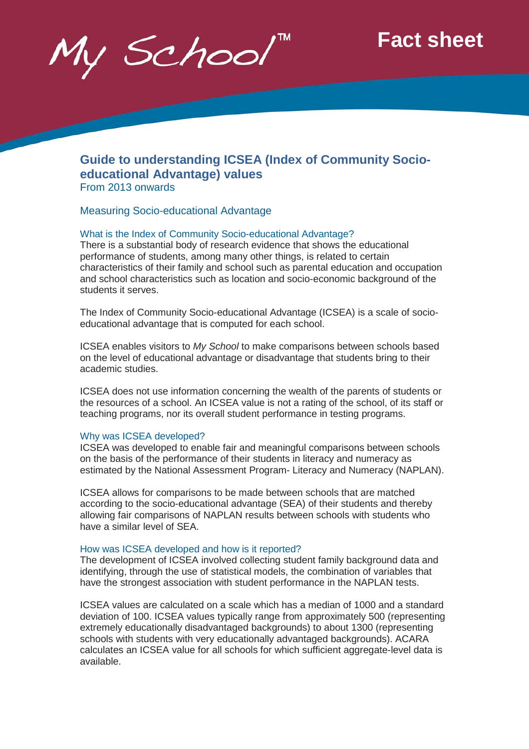My School™

Fact sheet

# Guide to understanding ICSEA (Index of Community Socio-educational Advantage) values

From 2013 onwards

## Measuring Socio-educational Advantage

### What is the Index of Community Socio-educational Advantage?

There is a substantial body of research evidence that shows the educational performance of students, among many other things, is related to certain characteristics of their family and school such as parental education and occupation and school characteristics such as location and socio-economic background of the students it serves.

The Index of Community Socio-educational Advantage (ICSEA) is a scale of socio-educational advantage that is computed for each school.

ICSEA enables visitors to *My School* to make comparisons between schools based on the level of educational advantage or disadvantage that students bring to their academic studies.

ICSEA does not use information concerning the wealth of the parents of students or the resources of a school. An ICSEA value is not a rating of the school, of its staff or teaching programs, nor its overall student performance in testing programs.

### Why was ICSEA developed?

ICSEA was developed to enable fair and meaningful comparisons between schools on the basis of the performance of their students in literacy and numeracy as estimated by the National Assessment Program- Literacy and Numeracy (NAPLAN).

ICSEA allows for comparisons to be made between schools that are matched according to the socio-educational advantage (SEA) of their students and thereby allowing fair comparisons of NAPLAN results between schools with students who have a similar level of SEA.

### How was ICSEA developed and how is it reported?

The development of ICSEA involved collecting student family background data and identifying, through the use of statistical models, the combination of variables that have the strongest association with student performance in the NAPLAN tests.

ICSEA values are calculated on a scale which has a median of 1000 and a standard deviation of 100. ICSEA values typically range from approximately 500 (representing extremely educationally disadvantaged backgrounds) to about 1300 (representing schools with students with very educationally advantaged backgrounds). ACARA calculates an ICSEA value for all schools for which sufficient aggregate-level data is available.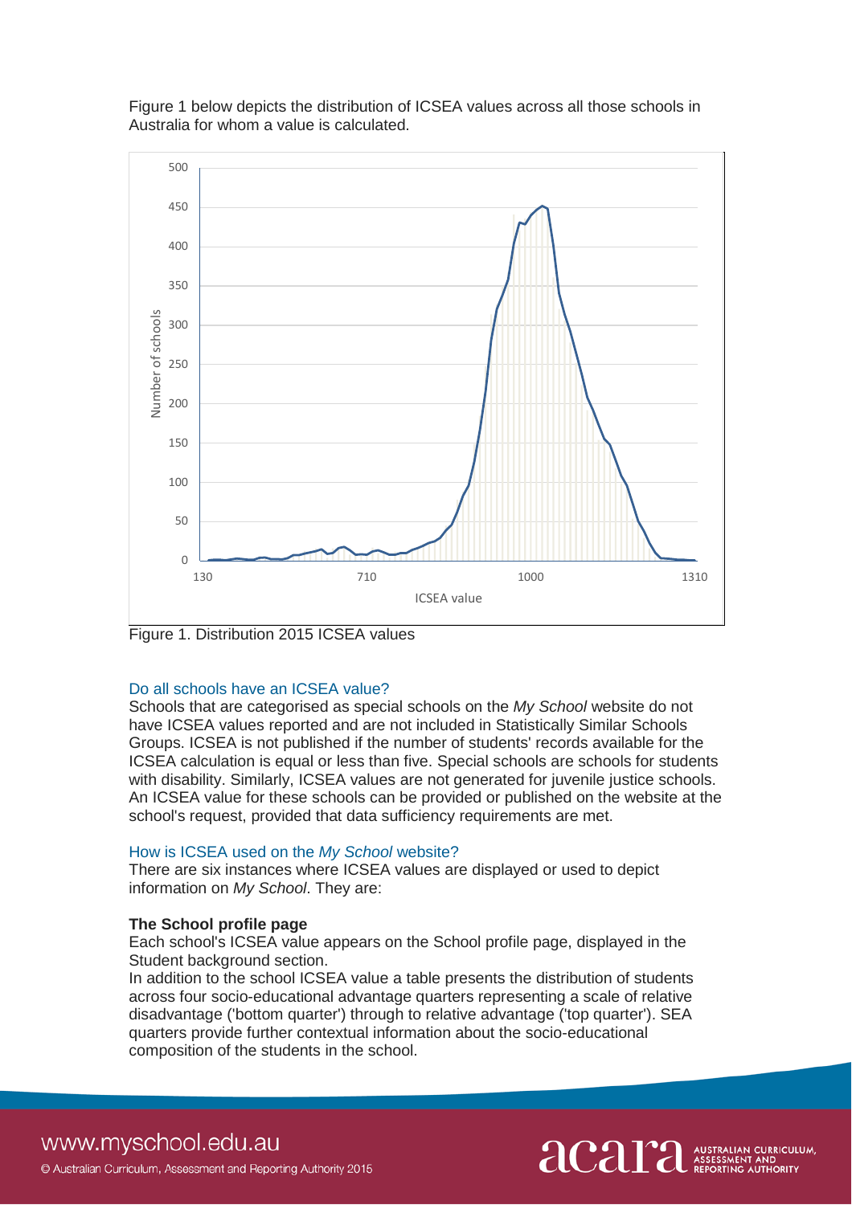Figure 1 below depicts the distribution of ICSEA values across all those schools in Australia for whom a value is calculated.

Figure 1. Distribution 2015 ICSEA values

## Do all schools have an ICSEA value?

Schools that are categorised as special schools on the *My School* website do not have ICSEA values reported and are not included in Statistically Similar Schools Groups. ICSEA is not published if the number of students' records available for the ICSEA calculation is equal or less than five. Special schools are schools for students with disability. Similarly, ICSEA values are not generated for juvenile justice schools. An ICSEA value for these schools can be provided or published on the website at the school's request, provided that data sufficiency requirements are met.

## How is ICSEA used on the *My School* website?

There are six instances where ICSEA values are displayed or used to depict information on *My School*. They are:

**The School profile page**

Each school's ICSEA value appears on the School profile page, displayed in the Student background section.

In addition to the school ICSEA value a table presents the distribution of students across four socio-educational advantage quarters representing a scale of relative disadvantage ('bottom quarter') through to relative advantage ('top quarter'). SEA quarters provide further contextual information about the socio-educational composition of the students in the school.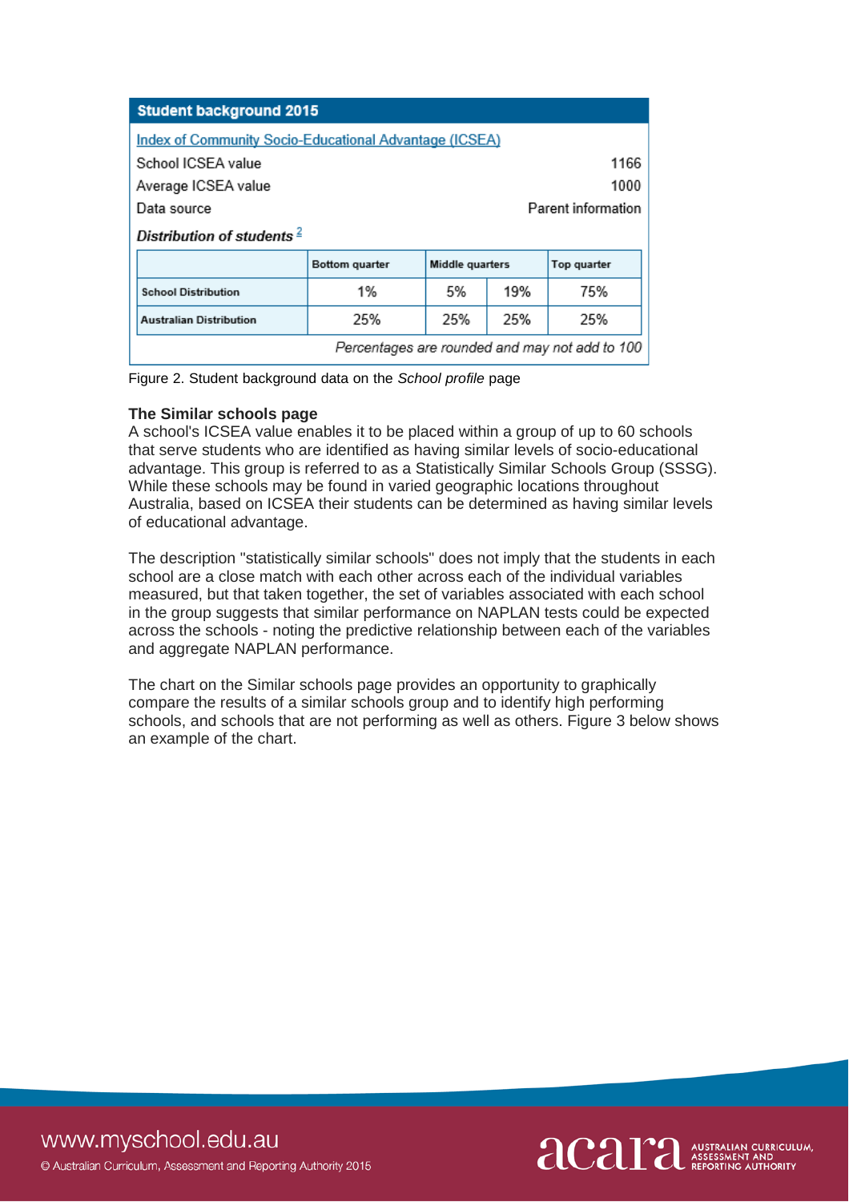**Student background 2015**

[Index of Community Socio-Educational Advantage (ICSEA)]

| | |
|---|---|
| School ICSEA value | 1166 |
| Average ICSEA value | 1000 |
| Data source | Parent information |

*Distribution of students* [2]

| | Bottom quarter | Middle quarters | | Top quarter |
|---|---|---|---|---|
| **School Distribution** | 1% | 5% | 19% | 75% |
| **Australian Distribution** | 25% | 25% | 25% | 25% |

*Percentages are rounded and may not add to 100*

Figure 2. Student background data on the *School profile* page

**The Similar schools page**

A school's ICSEA value enables it to be placed within a group of up to 60 schools that serve students who are identified as having similar levels of socio-educational advantage. This group is referred to as a Statistically Similar Schools Group (SSSG). While these schools may be found in varied geographic locations throughout Australia, based on ICSEA their students can be determined as having similar levels of educational advantage.

The description "statistically similar schools" does not imply that the students in each school are a close match with each other across each of the individual variables measured, but that taken together, the set of variables associated with each school in the group suggests that similar performance on NAPLAN tests could be expected across the schools - noting the predictive relationship between each of the variables and aggregate NAPLAN performance.

The chart on the Similar schools page provides an opportunity to graphically compare the results of a similar schools group and to identify high performing schools, and schools that are not performing as well as others. Figure 3 below shows an example of the chart.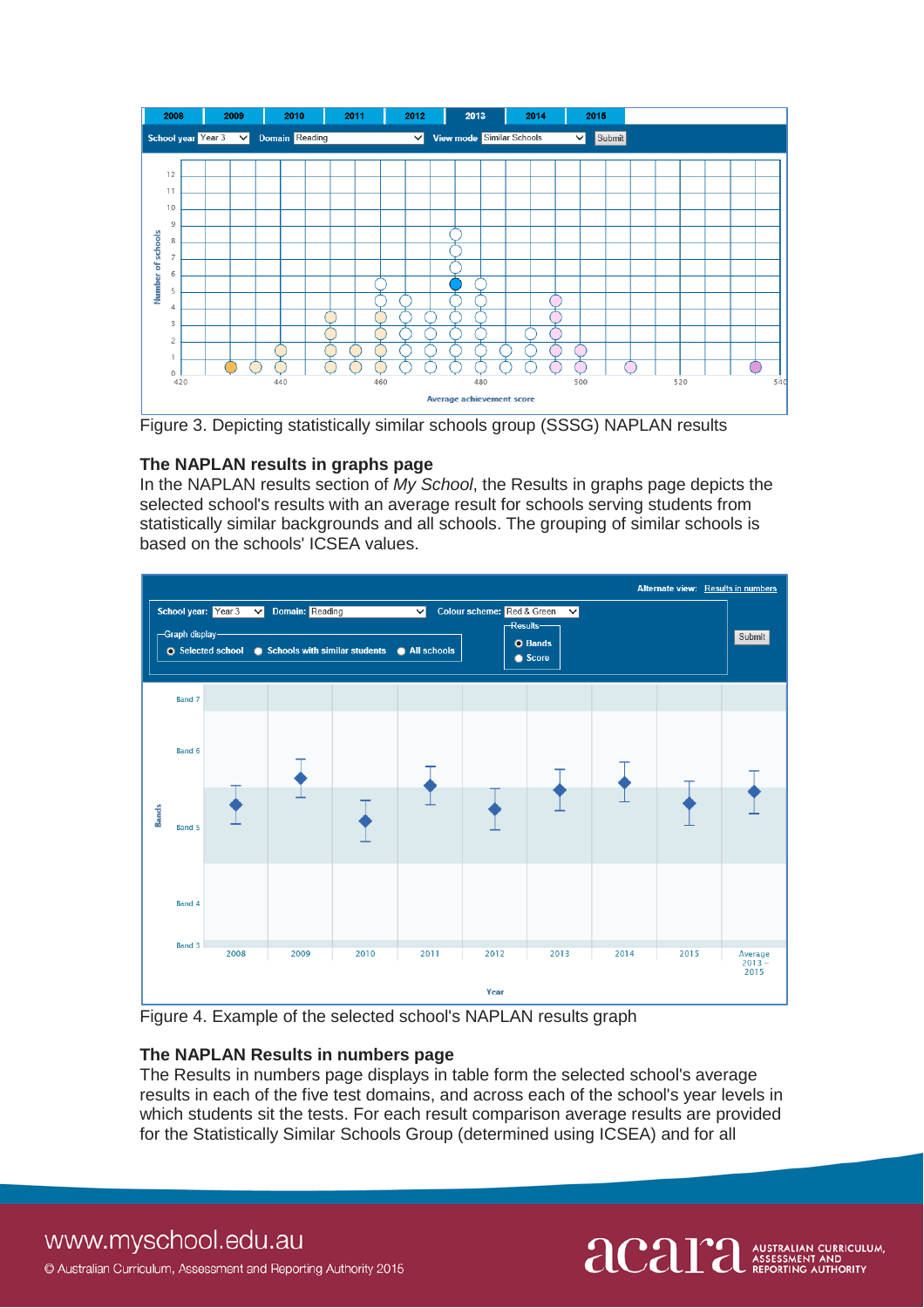Figure 3. Depicting statistically similar schools group (SSSG) NAPLAN results

### The NAPLAN results in graphs page

In the NAPLAN results section of *My School*, the Results in graphs page depicts the selected school's results with an average result for schools serving students from statistically similar backgrounds and all schools. The grouping of similar schools is based on the schools' ICSEA values.

Figure 4. Example of the selected school's NAPLAN results graph

### The NAPLAN Results in numbers page

The Results in numbers page displays in table form the selected school's average results in each of the five test domains, and across each of the school's year levels in which students sit the tests. For each result comparison average results are provided for the Statistically Similar Schools Group (determined using ICSEA) and for all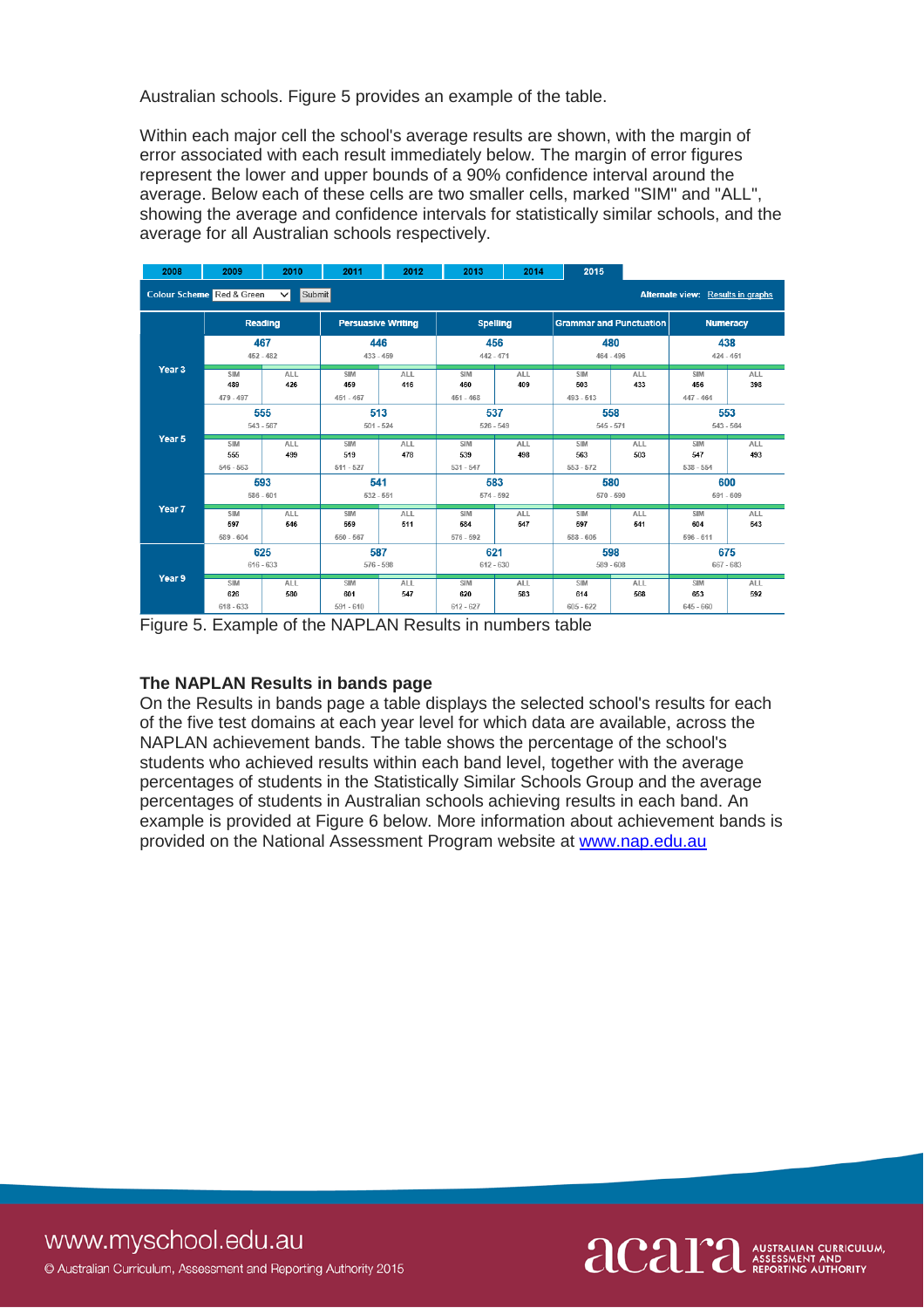Australian schools. Figure 5 provides an example of the table.

Within each major cell the school's average results are shown, with the margin of error associated with each result immediately below. The margin of error figures represent the lower and upper bounds of a 90% confidence interval around the average. Below each of these cells are two smaller cells, marked "SIM" and "ALL", showing the average and confidence intervals for statistically similar schools, and the average for all Australian schools respectively.

| 2008 | 2009 | 2010 | 2011 | 2012 | 2013 | 2014 | 2015 |
|---|---|---|---|---|---|---|---|

Colour Scheme: Red & Green — Submit — Alternate view: Results in graphs

| | Reading | | Persuasive Writing | | Spelling | | Grammar and Punctuation | | Numeracy | |
|---|---|---|---|---|---|---|---|---|---|---|
| Year 3 | 467<br>452 - 482 | | 446<br>433 - 459 | | 456<br>442 - 471 | | 480<br>464 - 496 | | 438<br>424 - 451 | |
| | SIM<br>489<br>479 - 497 | ALL<br>426 | SIM<br>459<br>451 - 467 | ALL<br>416 | SIM<br>460<br>451 - 468 | ALL<br>409 | SIM<br>503<br>493 - 513 | ALL<br>433 | SIM<br>456<br>447 - 464 | ALL<br>398 |
| Year 5 | 555<br>543 - 567 | | 513<br>501 - 524 | | 537<br>526 - 549 | | 558<br>545 - 571 | | 553<br>543 - 564 | |
| | SIM<br>555<br>546 - 563 | ALL<br>499 | SIM<br>519<br>511 - 527 | ALL<br>478 | SIM<br>539<br>531 - 547 | ALL<br>498 | SIM<br>563<br>553 - 572 | ALL<br>503 | SIM<br>547<br>538 - 554 | ALL<br>493 |
| Year 7 | 593<br>586 - 601 | | 541<br>532 - 551 | | 583<br>574 - 592 | | 580<br>570 - 590 | | 600<br>591 - 609 | |
| | SIM<br>597<br>589 - 604 | ALL<br>546 | SIM<br>559<br>550 - 567 | ALL<br>511 | SIM<br>584<br>576 - 592 | ALL<br>547 | SIM<br>597<br>588 - 606 | ALL<br>541 | SIM<br>604<br>596 - 611 | ALL<br>543 |
| Year 9 | 625<br>616 - 633 | | 587<br>576 - 598 | | 621<br>612 - 630 | | 598<br>589 - 608 | | 675<br>667 - 683 | |
| | SIM<br>626<br>618 - 633 | ALL<br>580 | SIM<br>601<br>591 - 610 | ALL<br>547 | SIM<br>620<br>612 - 627 | ALL<br>583 | SIM<br>614<br>605 - 622 | ALL<br>568 | SIM<br>653<br>645 - 660 | ALL<br>592 |

Figure 5. Example of the NAPLAN Results in numbers table

### The NAPLAN Results in bands page

On the Results in bands page a table displays the selected school's results for each of the five test domains at each year level for which data are available, across the NAPLAN achievement bands. The table shows the percentage of the school's students who achieved results within each band level, together with the average percentages of students in the Statistically Similar Schools Group and the average percentages of students in Australian schools achieving results in each band. An example is provided at Figure 6 below. More information about achievement bands is provided on the National Assessment Program website at [www.nap.edu.au](http://www.nap.edu.au)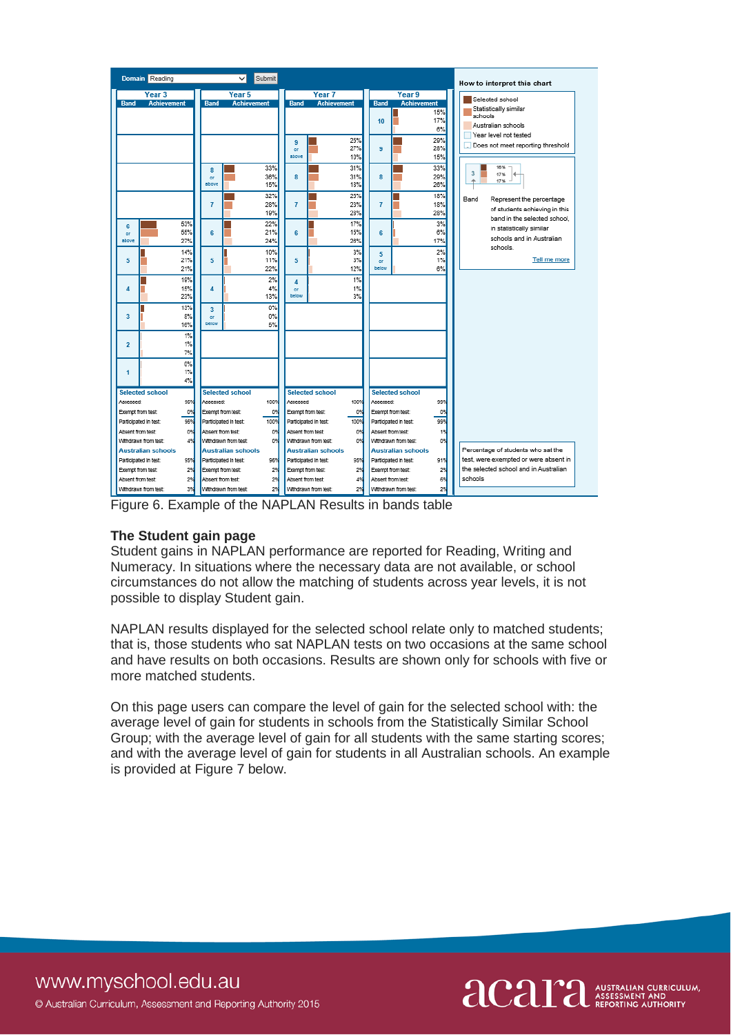Figure 6. Example of the NAPLAN Results in bands table

## The Student gain page

Student gains in NAPLAN performance are reported for Reading, Writing and Numeracy. In situations where the necessary data are not available, or school circumstances do not allow the matching of students across year levels, it is not possible to display Student gain.

NAPLAN results displayed for the selected school relate only to matched students; that is, those students who sat NAPLAN tests on two occasions at the same school and have results on both occasions. Results are shown only for schools with five or more matched students.

On this page users can compare the level of gain for the selected school with: the average level of gain for students in schools from the Statistically Similar School Group; with the average level of gain for all students with the same starting scores; and with the average level of gain for students in all Australian schools. An example is provided at Figure 7 below.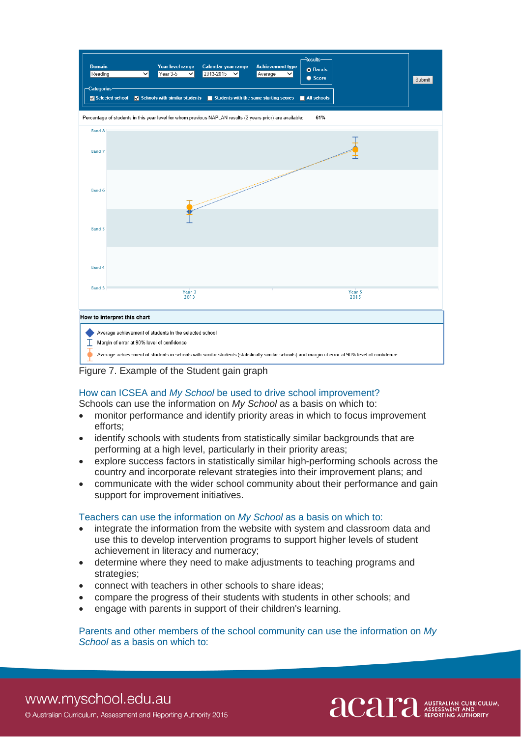Figure 7. Example of the Student gain graph

## How can ICSEA and *My School* be used to drive school improvement?

Schools can use the information on *My School* as a basis on which to:

- monitor performance and identify priority areas in which to focus improvement efforts;
- identify schools with students from statistically similar backgrounds that are performing at a high level, particularly in their priority areas;
- explore success factors in statistically similar high-performing schools across the country and incorporate relevant strategies into their improvement plans; and
- communicate with the wider school community about their performance and gain support for improvement initiatives.

### Teachers can use the information on *My School* as a basis on which to:

- integrate the information from the website with system and classroom data and use this to develop intervention programs to support higher levels of student achievement in literacy and numeracy;
- determine where they need to make adjustments to teaching programs and strategies;
- connect with teachers in other schools to share ideas;
- compare the progress of their students with students in other schools; and
- engage with parents in support of their children's learning.

### Parents and other members of the school community can use the information on *My School* as a basis on which to: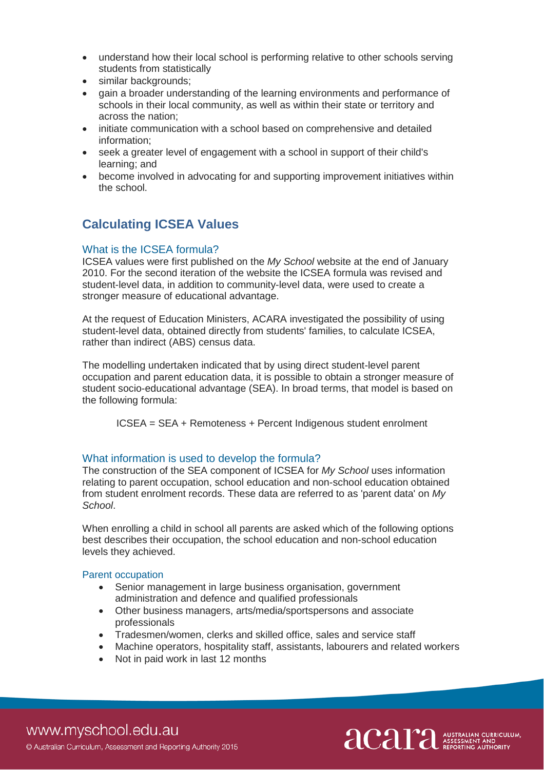- understand how their local school is performing relative to other schools serving students from statistically
- similar backgrounds;
- gain a broader understanding of the learning environments and performance of schools in their local community, as well as within their state or territory and across the nation;
- initiate communication with a school based on comprehensive and detailed information;
- seek a greater level of engagement with a school in support of their child's learning; and
- become involved in advocating for and supporting improvement initiatives within the school.

## Calculating ICSEA Values

### What is the ICSEA formula?

ICSEA values were first published on the *My School* website at the end of January 2010. For the second iteration of the website the ICSEA formula was revised and student-level data, in addition to community-level data, were used to create a stronger measure of educational advantage.

At the request of Education Ministers, ACARA investigated the possibility of using student-level data, obtained directly from students' families, to calculate ICSEA, rather than indirect (ABS) census data.

The modelling undertaken indicated that by using direct student-level parent occupation and parent education data, it is possible to obtain a stronger measure of student socio-educational advantage (SEA). In broad terms, that model is based on the following formula:

ICSEA = SEA + Remoteness + Percent Indigenous student enrolment

### What information is used to develop the formula?

The construction of the SEA component of ICSEA for *My School* uses information relating to parent occupation, school education and non-school education obtained from student enrolment records. These data are referred to as 'parent data' on *My School*.

When enrolling a child in school all parents are asked which of the following options best describes their occupation, the school education and non-school education levels they achieved.

#### Parent occupation

- Senior management in large business organisation, government administration and defence and qualified professionals
- Other business managers, arts/media/sportspersons and associate professionals
- Tradesmen/women, clerks and skilled office, sales and service staff
- Machine operators, hospitality staff, assistants, labourers and related workers
- Not in paid work in last 12 months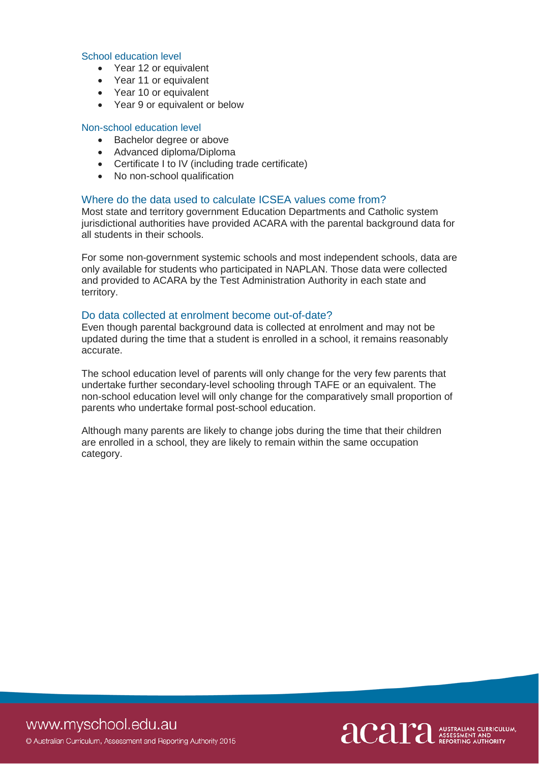### School education level

- Year 12 or equivalent
- Year 11 or equivalent
- Year 10 or equivalent
- Year 9 or equivalent or below

### Non-school education level

- Bachelor degree or above
- Advanced diploma/Diploma
- Certificate I to IV (including trade certificate)
- No non-school qualification

## Where do the data used to calculate ICSEA values come from?

Most state and territory government Education Departments and Catholic system jurisdictional authorities have provided ACARA with the parental background data for all students in their schools.

For some non-government systemic schools and most independent schools, data are only available for students who participated in NAPLAN. Those data were collected and provided to ACARA by the Test Administration Authority in each state and territory.

## Do data collected at enrolment become out-of-date?

Even though parental background data is collected at enrolment and may not be updated during the time that a student is enrolled in a school, it remains reasonably accurate.

The school education level of parents will only change for the very few parents that undertake further secondary-level schooling through TAFE or an equivalent. The non-school education level will only change for the comparatively small proportion of parents who undertake formal post-school education.

Although many parents are likely to change jobs during the time that their children are enrolled in a school, they are likely to remain within the same occupation category.